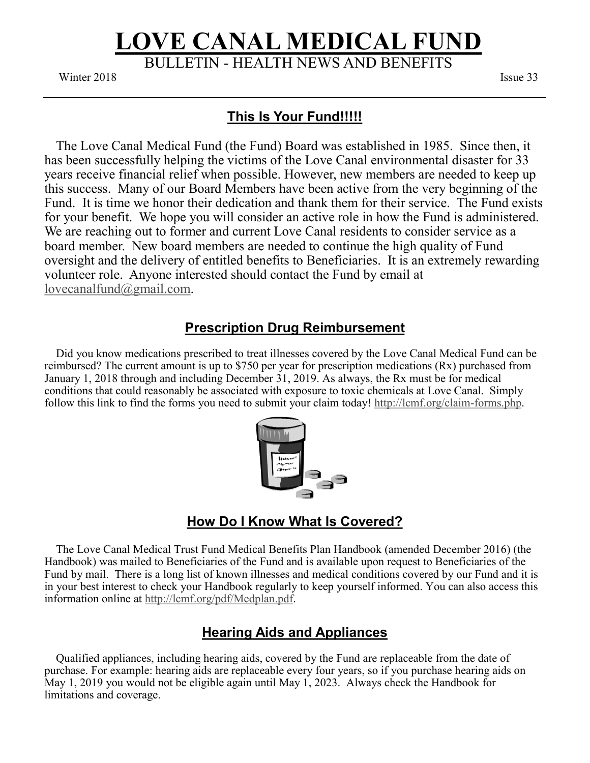# LOVE CANAL MEDICAL FUND

BULLETIN - HEALTH NEWS AND BENEFITS

Winter 2018 Issue 33

## This Is Your Fund!!!!!

The Love Canal Medical Fund (the Fund) Board was established in 1985. Since then, it has been successfully helping the victims of the Love Canal environmental disaster for 33 years receive financial relief when possible. However, new members are needed to keep up this success. Many of our Board Members have been active from the very beginning of the Fund. It is time we honor their dedication and thank them for their service. The Fund exists for your benefit. We hope you will consider an active role in how the Fund is administered. We are reaching out to former and current Love Canal residents to consider service as a board member. New board members are needed to continue the high quality of Fund oversight and the delivery of entitled benefits to Beneficiaries. It is an extremely rewarding volunteer role. Anyone interested should contact the Fund by email at lovecanalfund@gmail.com.

## Prescription Drug Reimbursement

Did you know medications prescribed to treat illnesses covered by the Love Canal Medical Fund can be reimbursed? The current amount is up to $750 per year for prescription medications (Rx) purchased from January 1, 2018 through and including December 31, 2019. As always, the Rx must be for medical conditions that could reasonably be associated with exposure to toxic chemicals at Love Canal. Simply follow this link to find the forms you need to submit your claim today! http://lcmf.org/claim-forms.php.

## How Do I Know What Is Covered?

The Love Canal Medical Trust Fund Medical Benefits Plan Handbook (amended December 2016) (the Handbook) was mailed to Beneficiaries of the Fund and is available upon request to Beneficiaries of the Fund by mail. There is a long list of known illnesses and medical conditions covered by our Fund and it is in your best interest to check your Handbook regularly to keep yourself informed. You can also access this information online at http://lcmf.org/pdf/Medplan.pdf.

## Hearing Aids and Appliances

Qualified appliances, including hearing aids, covered by the Fund are replaceable from the date of purchase. For example: hearing aids are replaceable every four years, so if you purchase hearing aids on May 1, 2019 you would not be eligible again until May 1, 2023. Always check the Handbook for limitations and coverage.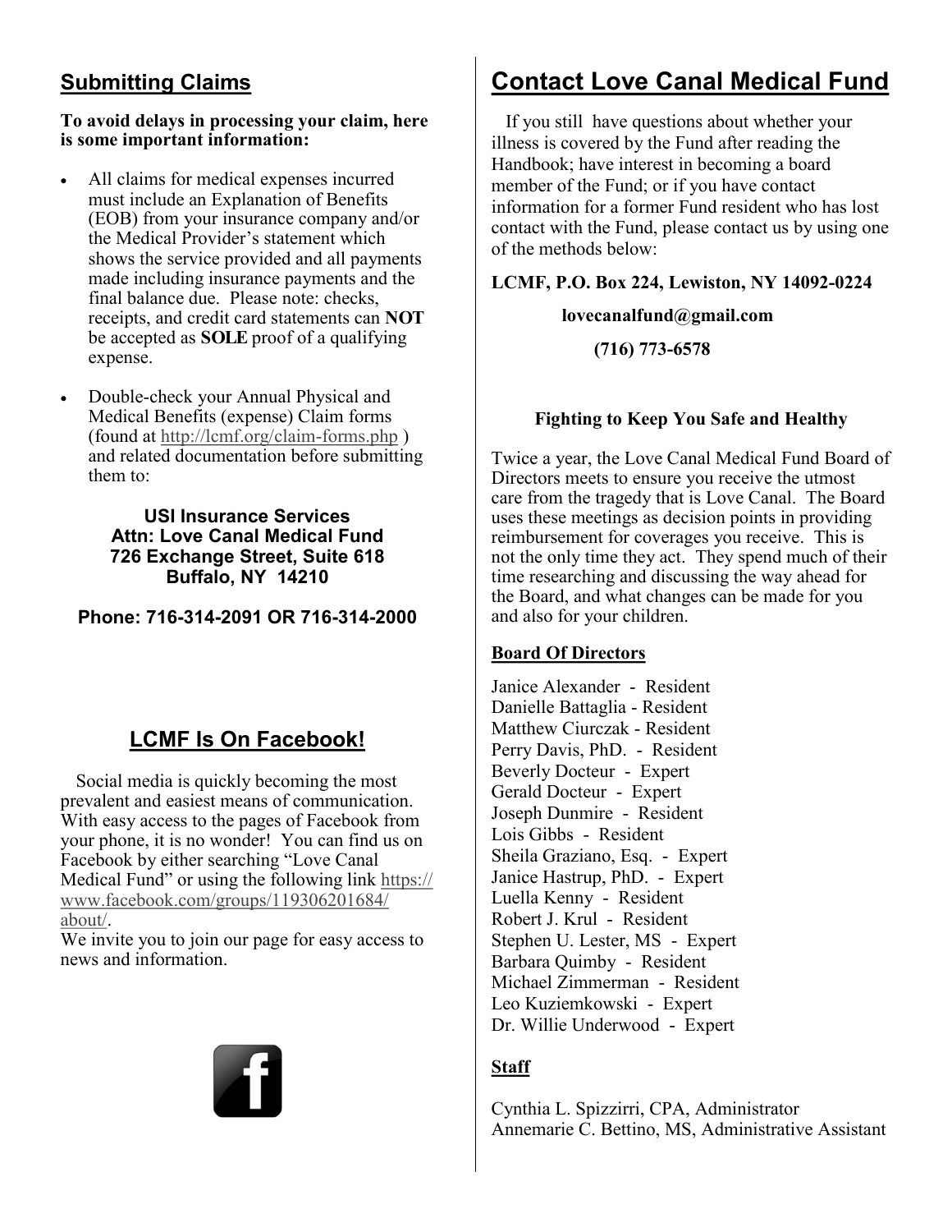## Submitting Claims

**To avoid delays in processing your claim, here is some important information:**

- All claims for medical expenses incurred must include an Explanation of Benefits (EOB) from your insurance company and/or the Medical Provider's statement which shows the service provided and all payments made including insurance payments and the final balance due. Please note: checks, receipts, and credit card statements can **NOT** be accepted as **SOLE** proof of a qualifying expense.
- Double-check your Annual Physical and Medical Benefits (expense) Claim forms (found at http://lcmf.org/claim-forms.php ) and related documentation before submitting them to:

**USI Insurance Services**
**Attn: Love Canal Medical Fund**
**726 Exchange Street, Suite 618**
**Buffalo, NY 14210**

**Phone: 716-314-2091 OR 716-314-2000**

## LCMF Is On Facebook!

Social media is quickly becoming the most prevalent and easiest means of communication. With easy access to the pages of Facebook from your phone, it is no wonder! You can find us on Facebook by either searching "Love Canal Medical Fund" or using the following link https://www.facebook.com/groups/119306201684/about/.
We invite you to join our page for easy access to news and information.

## Contact Love Canal Medical Fund

If you still have questions about whether your illness is covered by the Fund after reading the Handbook; have interest in becoming a board member of the Fund; or if you have contact information for a former Fund resident who has lost contact with the Fund, please contact us by using one of the methods below:

**LCMF, P.O. Box 224, Lewiston, NY 14092-0224**

**lovecanalfund@gmail.com**

**(716) 773-6578**

**Fighting to Keep You Safe and Healthy**

Twice a year, the Love Canal Medical Fund Board of Directors meets to ensure you receive the utmost care from the tragedy that is Love Canal. The Board uses these meetings as decision points in providing reimbursement for coverages you receive. This is not the only time they act. They spend much of their time researching and discussing the way ahead for the Board, and what changes can be made for you and also for your children.

**Board Of Directors**

Janice Alexander - Resident
Danielle Battaglia - Resident
Matthew Ciurczak - Resident
Perry Davis, PhD. - Resident
Beverly Docteur - Expert
Gerald Docteur - Expert
Joseph Dunmire - Resident
Lois Gibbs - Resident
Sheila Graziano, Esq. - Expert
Janice Hastrup, PhD. - Expert
Luella Kenny - Resident
Robert J. Krul - Resident
Stephen U. Lester, MS - Expert
Barbara Quimby - Resident
Michael Zimmerman - Resident
Leo Kuziemkowski - Expert
Dr. Willie Underwood - Expert

**Staff**

Cynthia L. Spizzirri, CPA, Administrator
Annemarie C. Bettino, MS, Administrative Assistant